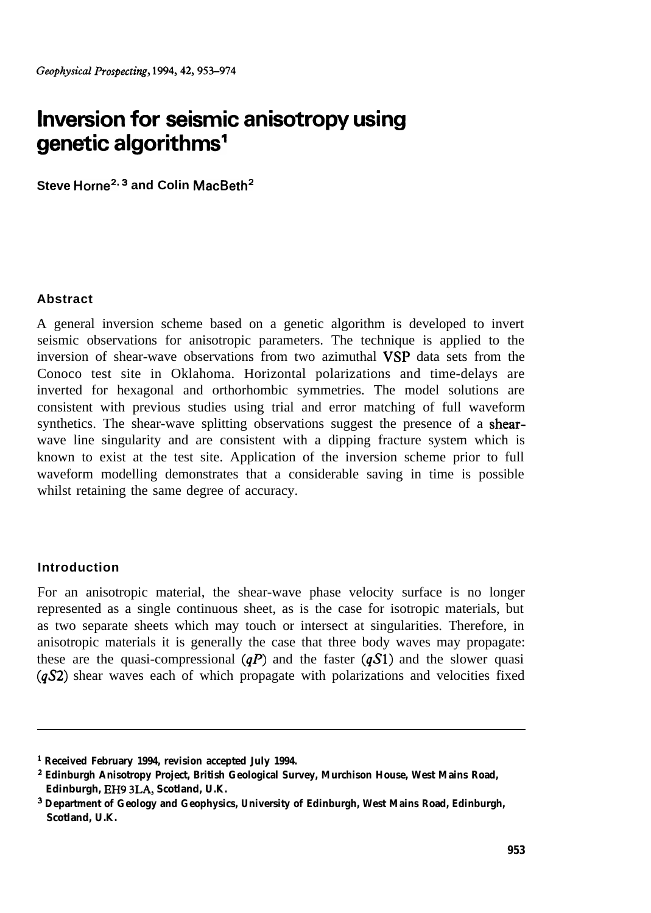# Inversion for seismic anisotropy using genetic algorithms[1]

**Steve Horne[2,3] and Colin MacBeth[2]**

### Abstract

A general inversion scheme based on a genetic algorithm is developed to invert seismic observations for anisotropic parameters. The technique is applied to the inversion of shear-wave observations from two azimuthal VSP data sets from the Conoco test site in Oklahoma. Horizontal polarizations and time-delays are inverted for hexagonal and orthorhombic symmetries. The model solutions are consistent with previous studies using trial and error matching of full waveform synthetics. The shear-wave splitting observations suggest the presence of a shear-wave line singularity and are consistent with a dipping fracture system which is known to exist at the test site. Application of the inversion scheme prior to full waveform modelling demonstrates that a considerable saving in time is possible whilst retaining the same degree of accuracy.

### Introduction

For an anisotropic material, the shear-wave phase velocity surface is no longer represented as a single continuous sheet, as is the case for isotropic materials, but as two separate sheets which may touch or intersect at singularities. Therefore, in anisotropic materials it is generally the case that three body waves may propagate: these are the quasi-compressional (*qP*) and the faster (*qS*1) and the slower quasi (*qS*2) shear waves each of which propagate with polarizations and velocities fixed

---

[1] Received February 1994, revision accepted July 1994.

[2] Edinburgh Anisotropy Project, British Geological Survey, Murchison House, West Mains Road, Edinburgh, EH9 3LA, Scotland, U.K.

[3] Department of Geology and Geophysics, University of Edinburgh, West Mains Road, Edinburgh, Scotland, U.K.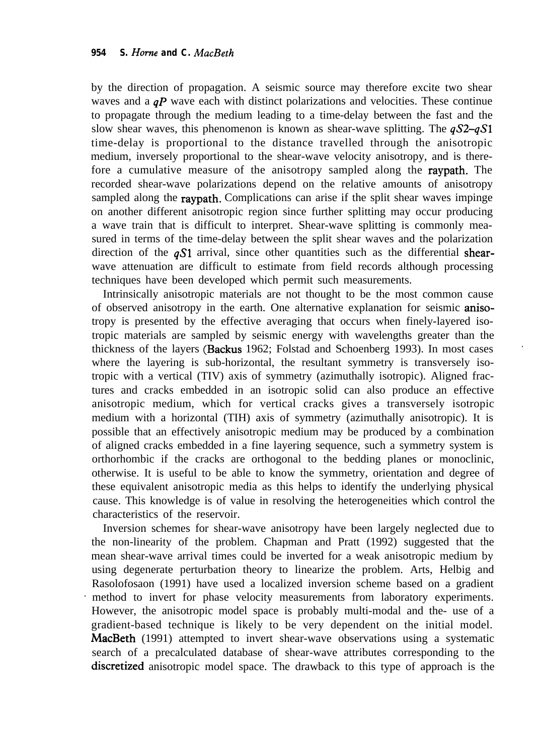by the direction of propagation. A seismic source may therefore excite two shear waves and a *qP* wave each with distinct polarizations and velocities. These continue to propagate through the medium leading to a time-delay between the fast and the slow shear waves, this phenomenon is known as shear-wave splitting. The *qS*2–*qS*1 time-delay is proportional to the distance travelled through the anisotropic medium, inversely proportional to the shear-wave velocity anisotropy, and is therefore a cumulative measure of the anisotropy sampled along the raypath. The recorded shear-wave polarizations depend on the relative amounts of anisotropy sampled along the raypath. Complications can arise if the split shear waves impinge on another different anisotropic region since further splitting may occur producing a wave train that is difficult to interpret. Shear-wave splitting is commonly measured in terms of the time-delay between the split shear waves and the polarization direction of the *qS*1 arrival, since other quantities such as the differential shear-wave attenuation are difficult to estimate from field records although processing techniques have been developed which permit such measurements.

Intrinsically anisotropic materials are not thought to be the most common cause of observed anisotropy in the earth. One alternative explanation for seismic anisotropy is presented by the effective averaging that occurs when finely-layered isotropic materials are sampled by seismic energy with wavelengths greater than the thickness of the layers (Backus 1962; Folstad and Schoenberg 1993). In most cases where the layering is sub-horizontal, the resultant symmetry is transversely isotropic with a vertical (TIV) axis of symmetry (azimuthally isotropic). Aligned fractures and cracks embedded in an isotropic solid can also produce an effective anisotropic medium, which for vertical cracks gives a transversely isotropic medium with a horizontal (TIH) axis of symmetry (azimuthally anisotropic). It is possible that an effectively anisotropic medium may be produced by a combination of aligned cracks embedded in a fine layering sequence, such a symmetry system is orthorhombic if the cracks are orthogonal to the bedding planes or monoclinic, otherwise. It is useful to be able to know the symmetry, orientation and degree of these equivalent anisotropic media as this helps to identify the underlying physical cause. This knowledge is of value in resolving the heterogeneities which control the characteristics of the reservoir.

Inversion schemes for shear-wave anisotropy have been largely neglected due to the non-linearity of the problem. Chapman and Pratt (1992) suggested that the mean shear-wave arrival times could be inverted for a weak anisotropic medium by using degenerate perturbation theory to linearize the problem. Arts, Helbig and Rasolofosaon (1991) have used a localized inversion scheme based on a gradient method to invert for phase velocity measurements from laboratory experiments. However, the anisotropic model space is probably multi-modal and the use of a gradient-based technique is likely to be very dependent on the initial model. MacBeth (1991) attempted to invert shear-wave observations using a systematic search of a precalculated database of shear-wave attributes corresponding to the discretized anisotropic model space. The drawback to this type of approach is the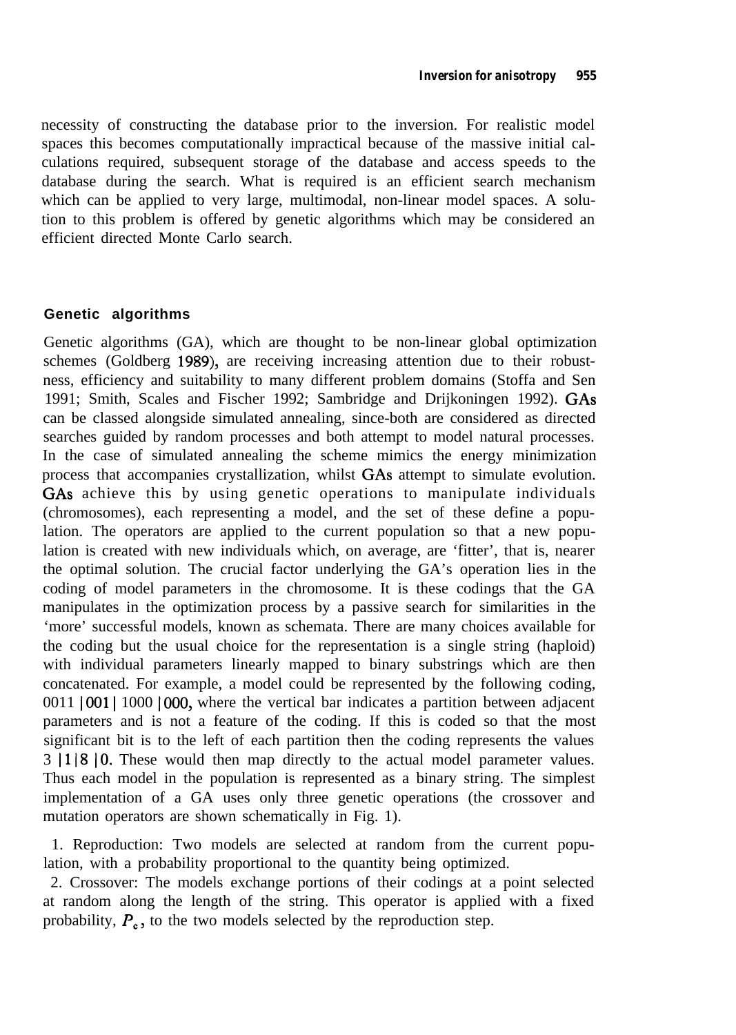necessity of constructing the database prior to the inversion. For realistic model spaces this becomes computationally impractical because of the massive initial calculations required, subsequent storage of the database and access speeds to the database during the search. What is required is an efficient search mechanism which can be applied to very large, multimodal, non-linear model spaces. A solution to this problem is offered by genetic algorithms which may be considered an efficient directed Monte Carlo search.

## Genetic algorithms

Genetic algorithms (GA), which are thought to be non-linear global optimization schemes (Goldberg 1989), are receiving increasing attention due to their robustness, efficiency and suitability to many different problem domains (Stoffa and Sen 1991; Smith, Scales and Fischer 1992; Sambridge and Drijkoningen 1992). GAs can be classed alongside simulated annealing, since-both are considered as directed searches guided by random processes and both attempt to model natural processes. In the case of simulated annealing the scheme mimics the energy minimization process that accompanies crystallization, whilst GAs attempt to simulate evolution. GAs achieve this by using genetic operations to manipulate individuals (chromosomes), each representing a model, and the set of these define a population. The operators are applied to the current population so that a new population is created with new individuals which, on average, are 'fitter', that is, nearer the optimal solution. The crucial factor underlying the GA's operation lies in the coding of model parameters in the chromosome. It is these codings that the GA manipulates in the optimization process by a passive search for similarities in the 'more' successful models, known as schemata. There are many choices available for the coding but the usual choice for the representation is a single string (haploid) with individual parameters linearly mapped to binary substrings which are then concatenated. For example, a model could be represented by the following coding, 0011 | 001 | 1000 | 000, where the vertical bar indicates a partition between adjacent parameters and is not a feature of the coding. If this is coded so that the most significant bit is to the left of each partition then the coding represents the values 3 | 1 | 8 | 0. These would then map directly to the actual model parameter values. Thus each model in the population is represented as a binary string. The simplest implementation of a GA uses only three genetic operations (the crossover and mutation operators are shown schematically in Fig. 1).

1. Reproduction: Two models are selected at random from the current population, with a probability proportional to the quantity being optimized.
2. Crossover: The models exchange portions of their codings at a point selected at random along the length of the string. This operator is applied with a fixed probability, $P_c$, to the two models selected by the reproduction step.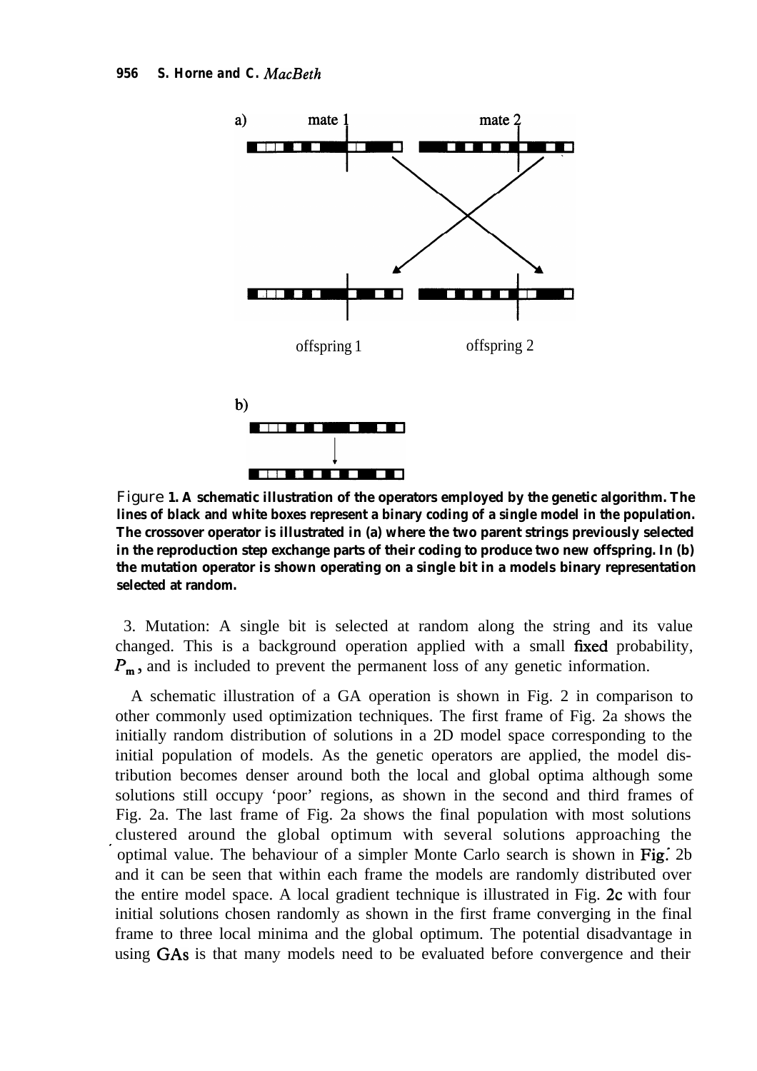Figure 1. A schematic illustration of the operators employed by the genetic algorithm. The lines of black and white boxes represent a binary coding of a single model in the population. The crossover operator is illustrated in (a) where the two parent strings previously selected in the reproduction step exchange parts of their coding to produce two new offspring. In (b) the mutation operator is shown operating on a single bit in a models binary representation selected at random.

3. Mutation: A single bit is selected at random along the string and its value changed. This is a background operation applied with a small fixed probability, $P_m$, and is included to prevent the permanent loss of any genetic information.

A schematic illustration of a GA operation is shown in Fig. 2 in comparison to other commonly used optimization techniques. The first frame of Fig. 2a shows the initially random distribution of solutions in a 2D model space corresponding to the initial population of models. As the genetic operators are applied, the model distribution becomes denser around both the local and global optima although some solutions still occupy 'poor' regions, as shown in the second and third frames of Fig. 2a. The last frame of Fig. 2a shows the final population with most solutions clustered around the global optimum with several solutions approaching the optimal value. The behaviour of a simpler Monte Carlo search is shown in Fig. 2b and it can be seen that within each frame the models are randomly distributed over the entire model space. A local gradient technique is illustrated in Fig. 2c with four initial solutions chosen randomly as shown in the first frame converging in the final frame to three local minima and the global optimum. The potential disadvantage in using GAs is that many models need to be evaluated before convergence and their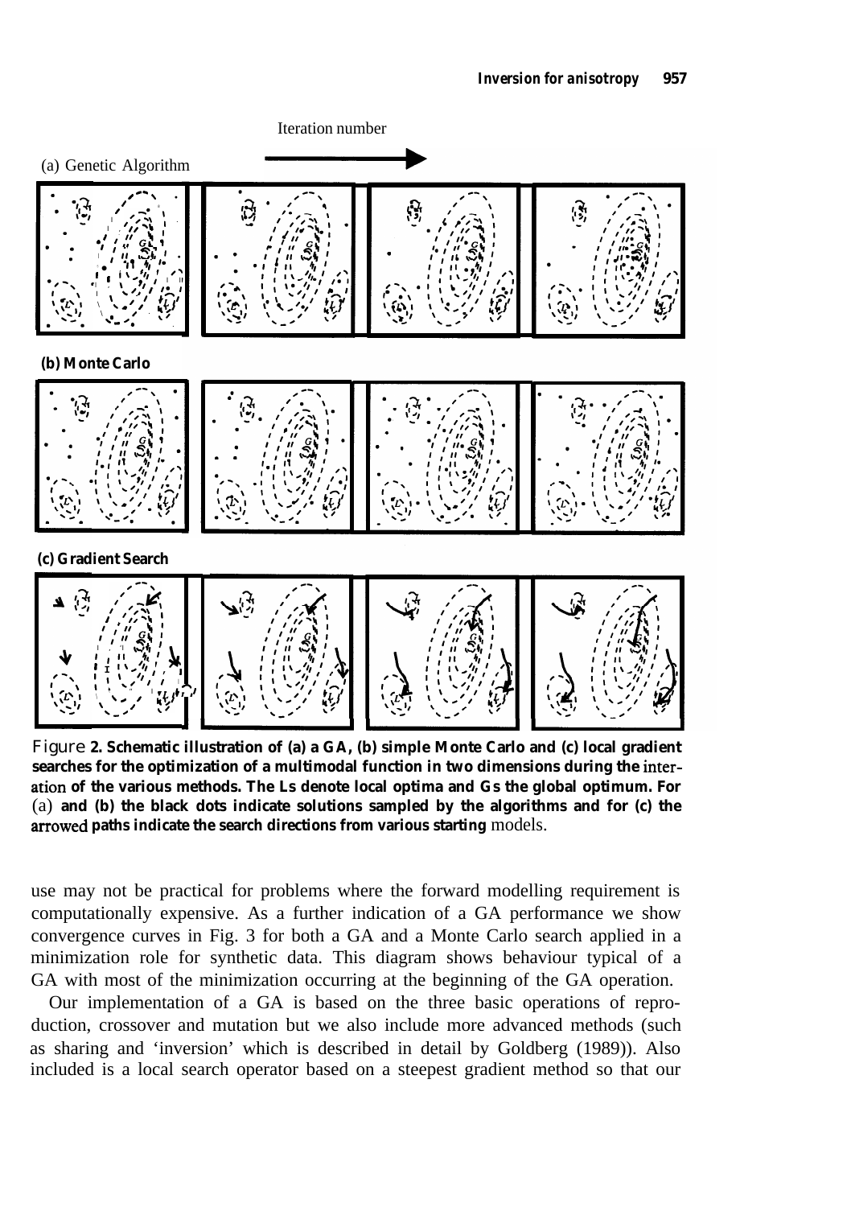Figure 2. Schematic illustration of (a) a GA, (b) simple Monte Carlo and (c) local gradient searches for the optimization of a multimodal function in two dimensions during the interation of the various methods. The Ls denote local optima and Gs the global optimum. For (a) and (b) the black dots indicate solutions sampled by the algorithms and for (c) the arrowed paths indicate the search directions from various starting models.

use may not be practical for problems where the forward modelling requirement is computationally expensive. As a further indication of a GA performance we show convergence curves in Fig. 3 for both a GA and a Monte Carlo search applied in a minimization role for synthetic data. This diagram shows behaviour typical of a GA with most of the minimization occurring at the beginning of the GA operation.

Our implementation of a GA is based on the three basic operations of reproduction, crossover and mutation but we also include more advanced methods (such as sharing and 'inversion' which is described in detail by Goldberg (1989)). Also included is a local search operator based on a steepest gradient method so that our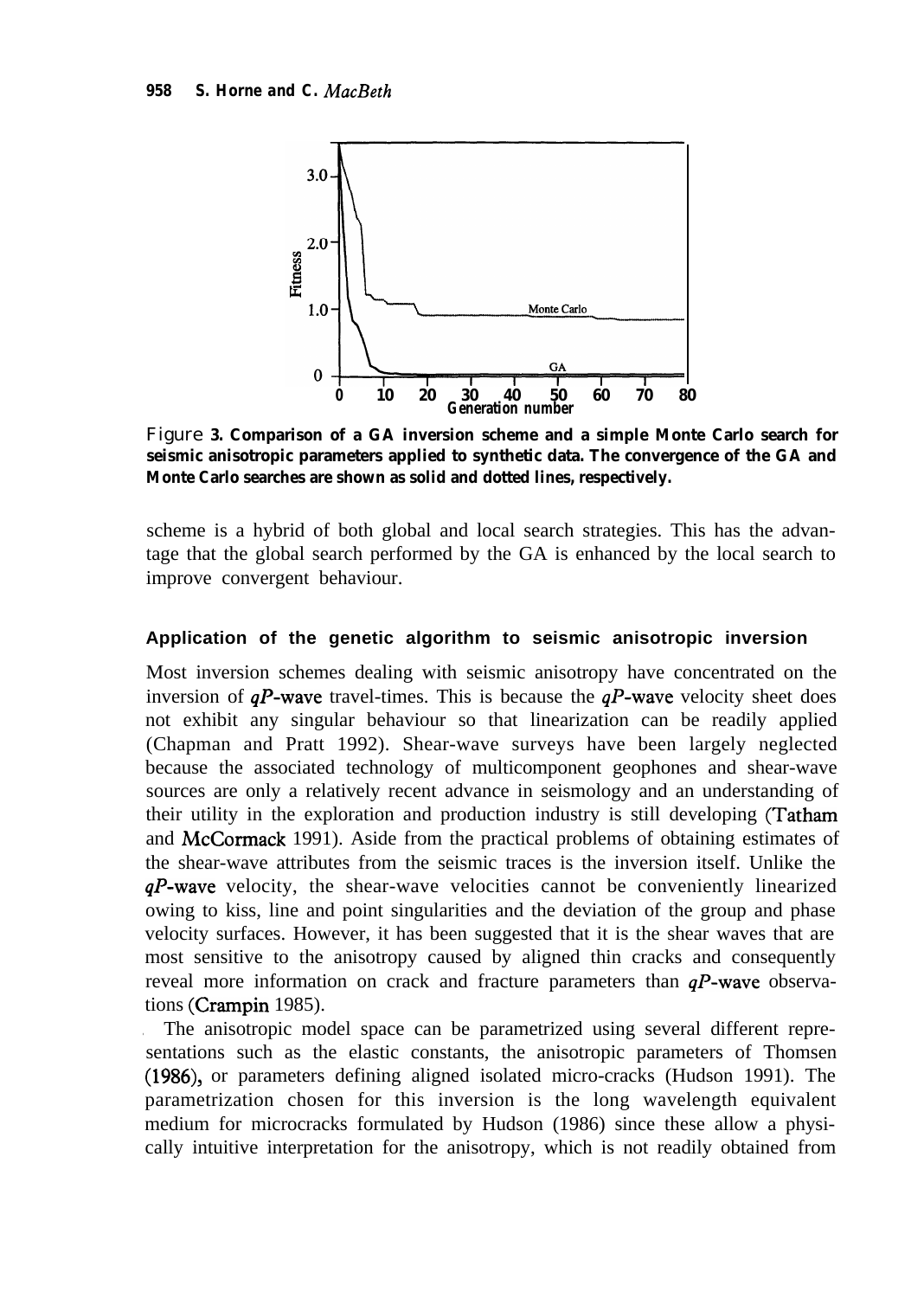Figure 3. Comparison of a GA inversion scheme and a simple Monte Carlo search for seismic anisotropic parameters applied to synthetic data. The convergence of the GA and Monte Carlo searches are shown as solid and dotted lines, respectively.

scheme is a hybrid of both global and local search strategies. This has the advantage that the global search performed by the GA is enhanced by the local search to improve convergent behaviour.

## Application of the genetic algorithm to seismic anisotropic inversion

Most inversion schemes dealing with seismic anisotropy have concentrated on the inversion of *qP*-wave travel-times. This is because the *qP*-wave velocity sheet does not exhibit any singular behaviour so that linearization can be readily applied (Chapman and Pratt 1992). Shear-wave surveys have been largely neglected because the associated technology of multicomponent geophones and shear-wave sources are only a relatively recent advance in seismology and an understanding of their utility in the exploration and production industry is still developing (Tatham and McCormack 1991). Aside from the practical problems of obtaining estimates of the shear-wave attributes from the seismic traces is the inversion itself. Unlike the *qP*-wave velocity, the shear-wave velocities cannot be conveniently linearized owing to kiss, line and point singularities and the deviation of the group and phase velocity surfaces. However, it has been suggested that it is the shear waves that are most sensitive to the anisotropy caused by aligned thin cracks and consequently reveal more information on crack and fracture parameters than *qP*-wave observations (Crampin 1985).

The anisotropic model space can be parametrized using several different representations such as the elastic constants, the anisotropic parameters of Thomsen (1986), or parameters defining aligned isolated micro-cracks (Hudson 1991). The parametrization chosen for this inversion is the long wavelength equivalent medium for microcracks formulated by Hudson (1986) since these allow a physically intuitive interpretation for the anisotropy, which is not readily obtained from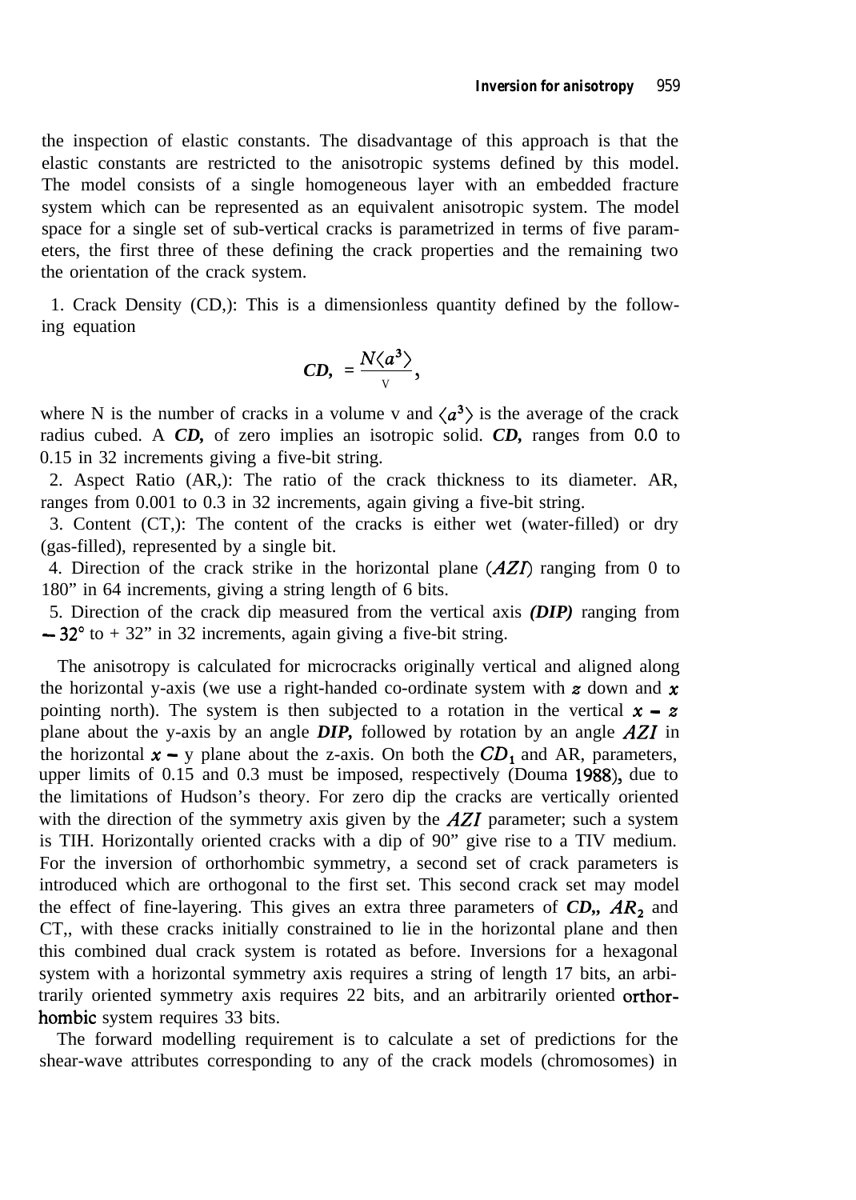the inspection of elastic constants. The disadvantage of this approach is that the elastic constants are restricted to the anisotropic systems defined by this model. The model consists of a single homogeneous layer with an embedded fracture system which can be represented as an equivalent anisotropic system. The model space for a single set of sub-vertical cracks is parametrized in terms of five parameters, the first three of these defining the crack properties and the remaining two the orientation of the crack system.

1. Crack Density ($CD_1$): This is a dimensionless quantity defined by the following equation

$$CD_1 = \frac{N\langle a^3 \rangle}{v},$$

where N is the number of cracks in a volume v and $\langle a^3 \rangle$ is the average of the crack radius cubed. A $CD_1$ of zero implies an isotropic solid. $CD_1$ ranges from 0.0 to 0.15 in 32 increments giving a five-bit string.

2. Aspect Ratio ($AR_1$): The ratio of the crack thickness to its diameter. $AR_1$ ranges from 0.001 to 0.3 in 32 increments, again giving a five-bit string.

3. Content ($CT_1$): The content of the cracks is either wet (water-filled) or dry (gas-filled), represented by a single bit.

4. Direction of the crack strike in the horizontal plane (*AZI*) ranging from 0 to 180° in 64 increments, giving a string length of 6 bits.

5. Direction of the crack dip measured from the vertical axis *(DIP)* ranging from $-32°$ to $+32°$ in 32 increments, again giving a five-bit string.

The anisotropy is calculated for microcracks originally vertical and aligned along the horizontal y-axis (we use a right-handed co-ordinate system with $z$ down and $x$ pointing north). The system is then subjected to a rotation in the vertical $x-z$ plane about the y-axis by an angle *DIP*, followed by rotation by an angle *AZI* in the horizontal $x-y$ plane about the z-axis. On both the $CD_1$ and $AR_1$ parameters, upper limits of 0.15 and 0.3 must be imposed, respectively (Douma 1988), due to the limitations of Hudson's theory. For zero dip the cracks are vertically oriented with the direction of the symmetry axis given by the *AZI* parameter; such a system is TIH. Horizontally oriented cracks with a dip of 90° give rise to a TIV medium. For the inversion of orthorhombic symmetry, a second set of crack parameters is introduced which are orthogonal to the first set. This second crack set may model the effect of fine-layering. This gives an extra three parameters of $CD_2$, $AR_2$ and $CT_2$, with these cracks initially constrained to lie in the horizontal plane and then this combined dual crack system is rotated as before. Inversions for a hexagonal system with a horizontal symmetry axis requires a string of length 17 bits, an arbitrarily oriented symmetry axis requires 22 bits, and an arbitrarily oriented orthorhombic system requires 33 bits.

The forward modelling requirement is to calculate a set of predictions for the shear-wave attributes corresponding to any of the crack models (chromosomes) in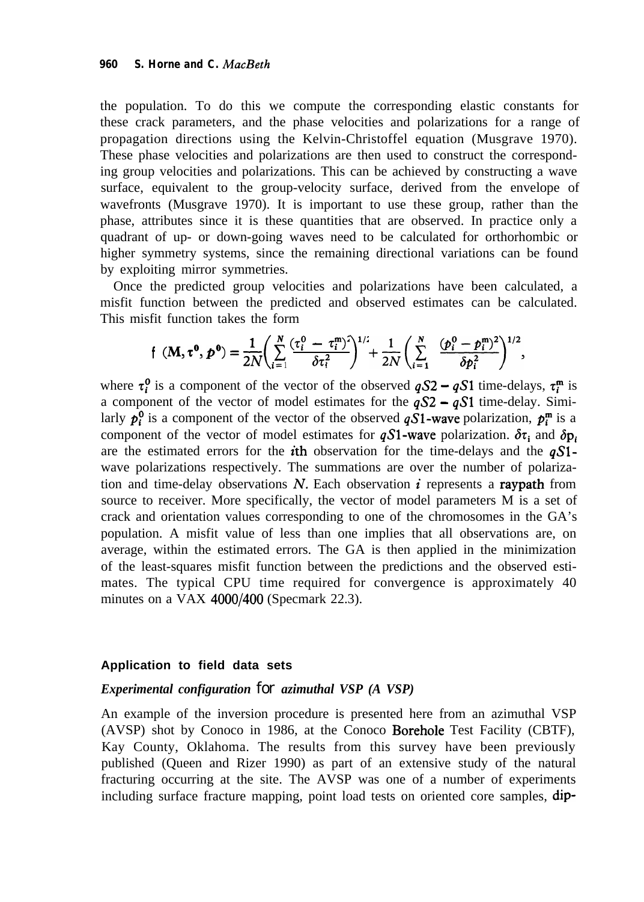the population. To do this we compute the corresponding elastic constants for these crack parameters, and the phase velocities and polarizations for a range of propagation directions using the Kelvin-Christoffel equation (Musgrave 1970). These phase velocities and polarizations are then used to construct the corresponding group velocities and polarizations. This can be achieved by constructing a wave surface, equivalent to the group-velocity surface, derived from the envelope of wavefronts (Musgrave 1970). It is important to use these group, rather than the phase, attributes since it is these quantities that are observed. In practice only a quadrant of up- or down-going waves need to be calculated for orthorhombic or higher symmetry systems, since the remaining directional variations can be found by exploiting mirror symmetries.

Once the predicted group velocities and polarizations have been calculated, a misfit function between the predicted and observed estimates can be calculated. This misfit function takes the form

$$f\left(\mathbf{M}, \boldsymbol{\tau}^{0}, \boldsymbol{p}^{0}\right)=\frac{1}{2N}\left(\sum_{i=1}^{N} \frac{\left(\tau_i^{0}-\tau_i^{\mathrm{m}}\right)^{2}}{\delta \tau_i^{2}}\right)^{1/2}+\frac{1}{2N}\left(\sum_{i=1}^{N} \frac{\left(p_i^{0}-p_i^{\mathrm{m}}\right)^{2}}{\delta p_i^{2}}\right)^{1/2},$$

where $\tau_i^0$ is a component of the vector of the observed $qS2 - qS1$ time-delays, $\tau_i^{\mathrm{m}}$ is a component of the vector of model estimates for the $qS2 - qS1$ time-delay. Similarly $p_i^0$ is a component of the vector of the observed $qS1$-wave polarization, $p_i^{\mathrm{m}}$ is a component of the vector of model estimates for $qS1$-wave polarization. $\delta\tau_i$ and $\delta p_i$ are the estimated errors for the $i$th observation for the time-delays and the $qS1$-wave polarizations respectively. The summations are over the number of polarization and time-delay observations $N$. Each observation $i$ represents a raypath from source to receiver. More specifically, the vector of model parameters M is a set of crack and orientation values corresponding to one of the chromosomes in the GA's population. A misfit value of less than one implies that all observations are, on average, within the estimated errors. The GA is then applied in the minimization of the least-squares misfit function between the predictions and the observed estimates. The typical CPU time required for convergence is approximately 40 minutes on a VAX 4000/400 (Specmark 22.3).

## Application to field data sets

### *Experimental configuration for azimuthal VSP (A VSP)*

An example of the inversion procedure is presented here from an azimuthal VSP (AVSP) shot by Conoco in 1986, at the Conoco Borehole Test Facility (CBTF), Kay County, Oklahoma. The results from this survey have been previously published (Queen and Rizer 1990) as part of an extensive study of the natural fracturing occurring at the site. The AVSP was one of a number of experiments including surface fracture mapping, point load tests on oriented core samples, dip-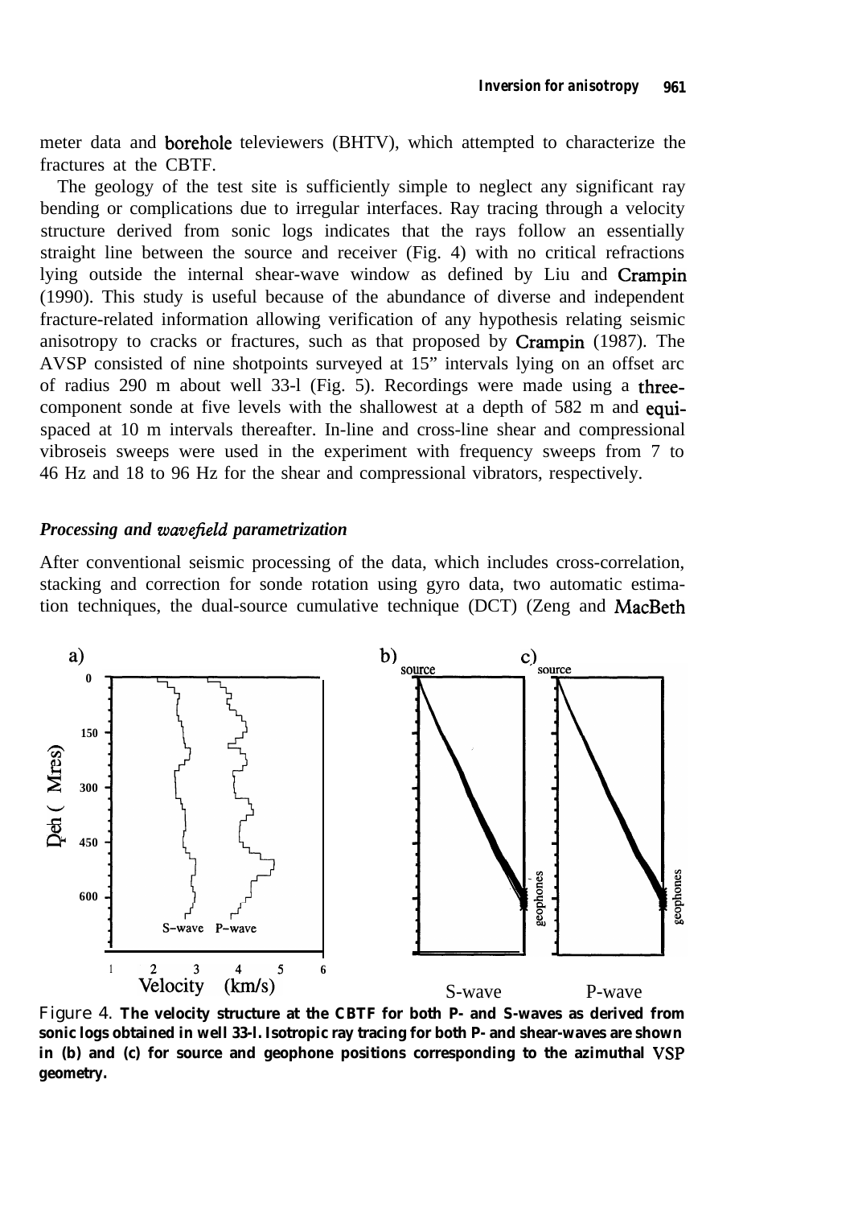meter data and borehole televiewers (BHTV), which attempted to characterize the fractures at the CBTF.

The geology of the test site is sufficiently simple to neglect any significant ray bending or complications due to irregular interfaces. Ray tracing through a velocity structure derived from sonic logs indicates that the rays follow an essentially straight line between the source and receiver (Fig. 4) with no critical refractions lying outside the internal shear-wave window as defined by Liu and Crampin (1990). This study is useful because of the abundance of diverse and independent fracture-related information allowing verification of any hypothesis relating seismic anisotropy to cracks or fractures, such as that proposed by Crampin (1987). The AVSP consisted of nine shotpoints surveyed at 15" intervals lying on an offset arc of radius 290 m about well 33-l (Fig. 5). Recordings were made using a three-component sonde at five levels with the shallowest at a depth of 582 m and equi-spaced at 10 m intervals thereafter. In-line and cross-line shear and compressional vibroseis sweeps were used in the experiment with frequency sweeps from 7 to 46 Hz and 18 to 96 Hz for the shear and compressional vibrators, respectively.

### *Processing and wavefield parametrization*

After conventional seismic processing of the data, which includes cross-correlation, stacking and correction for sonde rotation using gyro data, two automatic estimation techniques, the dual-source cumulative technique (DCT) (Zeng and MacBeth

Figure 4. **The velocity structure at the CBTF for both P- and S-waves as derived from sonic logs obtained in well 33-l. Isotropic ray tracing for both P- and shear-waves are shown in (b) and (c) for source and geophone positions corresponding to the azimuthal VSP geometry.**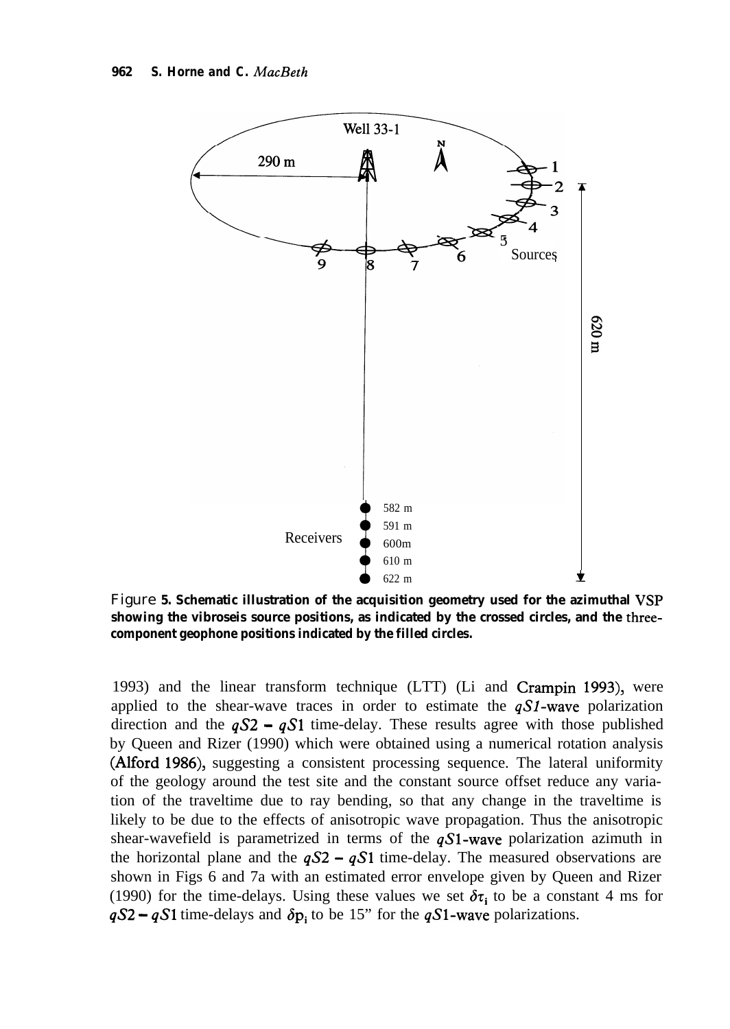Figure 5. Schematic illustration of the acquisition geometry used for the azimuthal VSP showing the vibroseis source positions, as indicated by the crossed circles, and the three-component geophone positions indicated by the filled circles.

1993) and the linear transform technique (LTT) (Li and Crampin 1993), were applied to the shear-wave traces in order to estimate the $qS1$-wave polarization direction and the $qS2 - qS1$ time-delay. These results agree with those published by Queen and Rizer (1990) which were obtained using a numerical rotation analysis (Alford 1986), suggesting a consistent processing sequence. The lateral uniformity of the geology around the test site and the constant source offset reduce any variation of the traveltime due to ray bending, so that any change in the traveltime is likely to be due to the effects of anisotropic wave propagation. Thus the anisotropic shear-wavefield is parametrized in terms of the $qS1$-wave polarization azimuth in the horizontal plane and the $qS2 - qS1$ time-delay. The measured observations are shown in Figs 6 and 7a with an estimated error envelope given by Queen and Rizer (1990) for the time-delays. Using these values we set $\delta\tau_i$ to be a constant 4 ms for $qS2 - qS1$ time-delays and $\delta p_i$ to be 15" for the $qS1$-wave polarizations.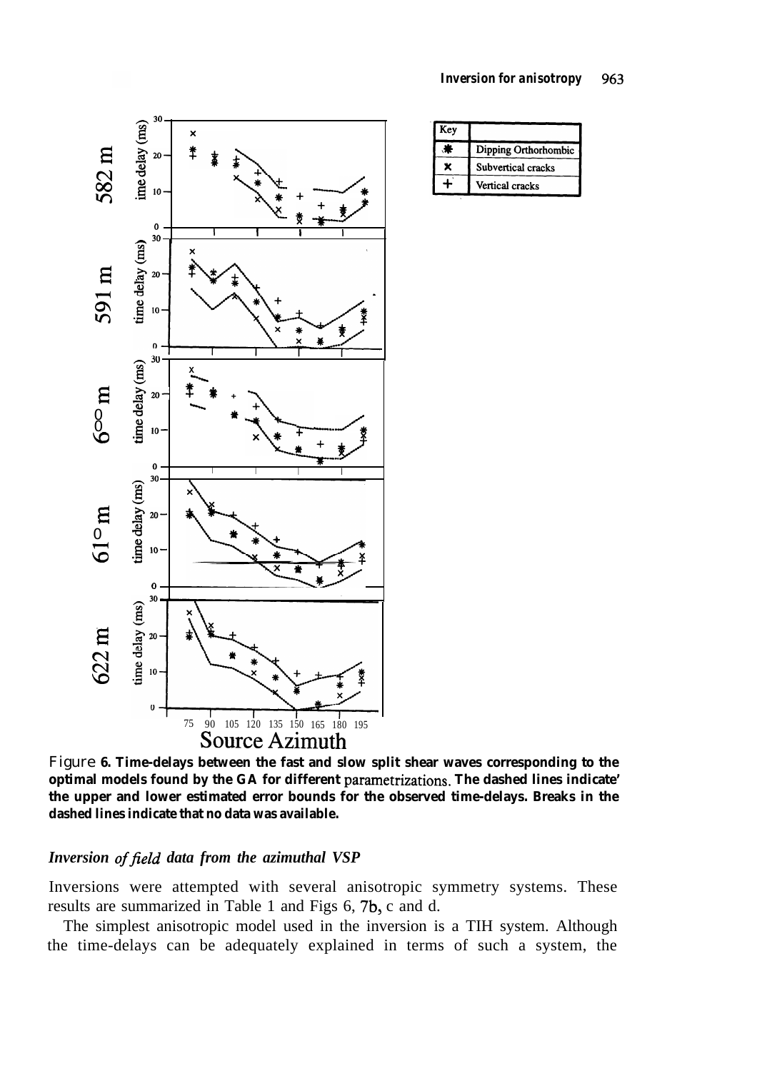Figure 6. Time-delays between the fast and slow split shear waves corresponding to the optimal models found by the GA for different parametrizations. The dashed lines indicate the upper and lower estimated error bounds for the observed time-delays. Breaks in the dashed lines indicate that no data was available.

### *Inversion of field data from the azimuthal VSP*

Inversions were attempted with several anisotropic symmetry systems. These results are summarized in Table 1 and Figs 6, 7b, c and d.

The simplest anisotropic model used in the inversion is a TIH system. Although the time-delays can be adequately explained in terms of such a system, the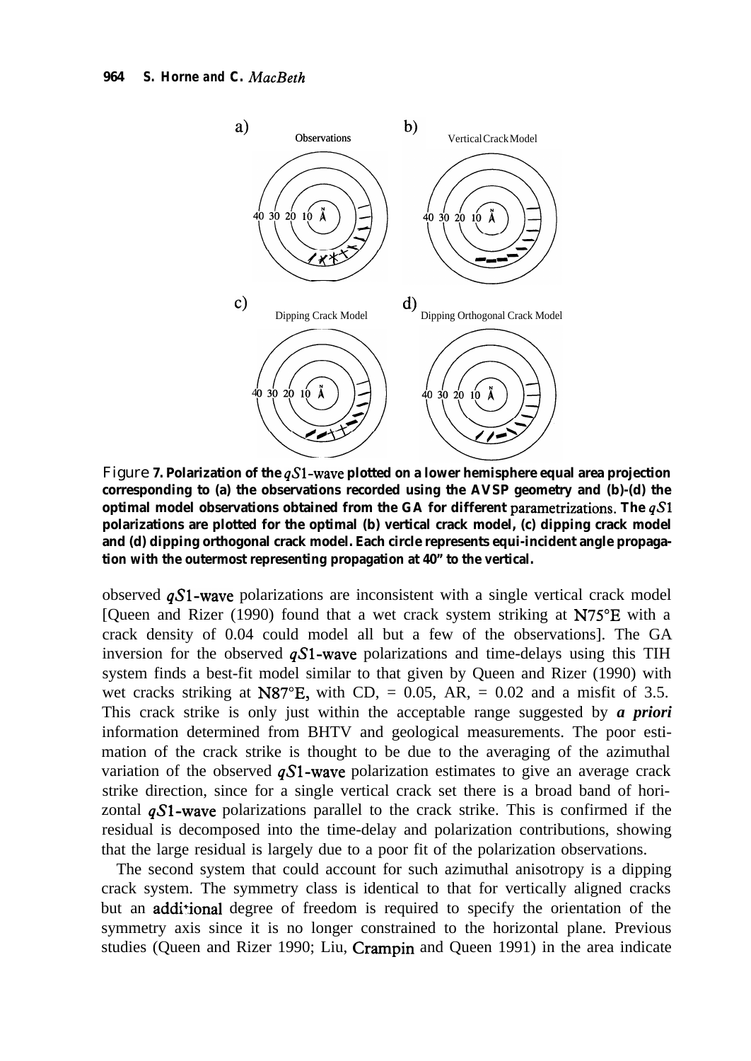Figure 7. Polarization of the $qS1$-wave plotted on a lower hemisphere equal area projection corresponding to (a) the observations recorded using the AVSP geometry and (b)-(d) the optimal model observations obtained from the GA for different parametrizations. The $qS1$ polarizations are plotted for the optimal (b) vertical crack model, (c) dipping crack model and (d) dipping orthogonal crack model. Each circle represents equi-incident angle propagation with the outermost representing propagation at 40° to the vertical.

observed $qS1$-wave polarizations are inconsistent with a single vertical crack model [Queen and Rizer (1990) found that a wet crack system striking at N75°E with a crack density of 0.04 could model all but a few of the observations]. The GA inversion for the observed $qS1$-wave polarizations and time-delays using this TIH system finds a best-fit model similar to that given by Queen and Rizer (1990) with wet cracks striking at N87°E, with CD, = 0.05, AR, = 0.02 and a misfit of 3.5. This crack strike is only just within the acceptable range suggested by ***a priori*** information determined from BHTV and geological measurements. The poor estimation of the crack strike is thought to be due to the averaging of the azimuthal variation of the observed $qS1$-wave polarization estimates to give an average crack strike direction, since for a single vertical crack set there is a broad band of horizontal $qS1$-wave polarizations parallel to the crack strike. This is confirmed if the residual is decomposed into the time-delay and polarization contributions, showing that the large residual is largely due to a poor fit of the polarization observations.

The second system that could account for such azimuthal anisotropy is a dipping crack system. The symmetry class is identical to that for vertically aligned cracks but an additional degree of freedom is required to specify the orientation of the symmetry axis since it is no longer constrained to the horizontal plane. Previous studies (Queen and Rizer 1990; Liu, Crampin and Queen 1991) in the area indicate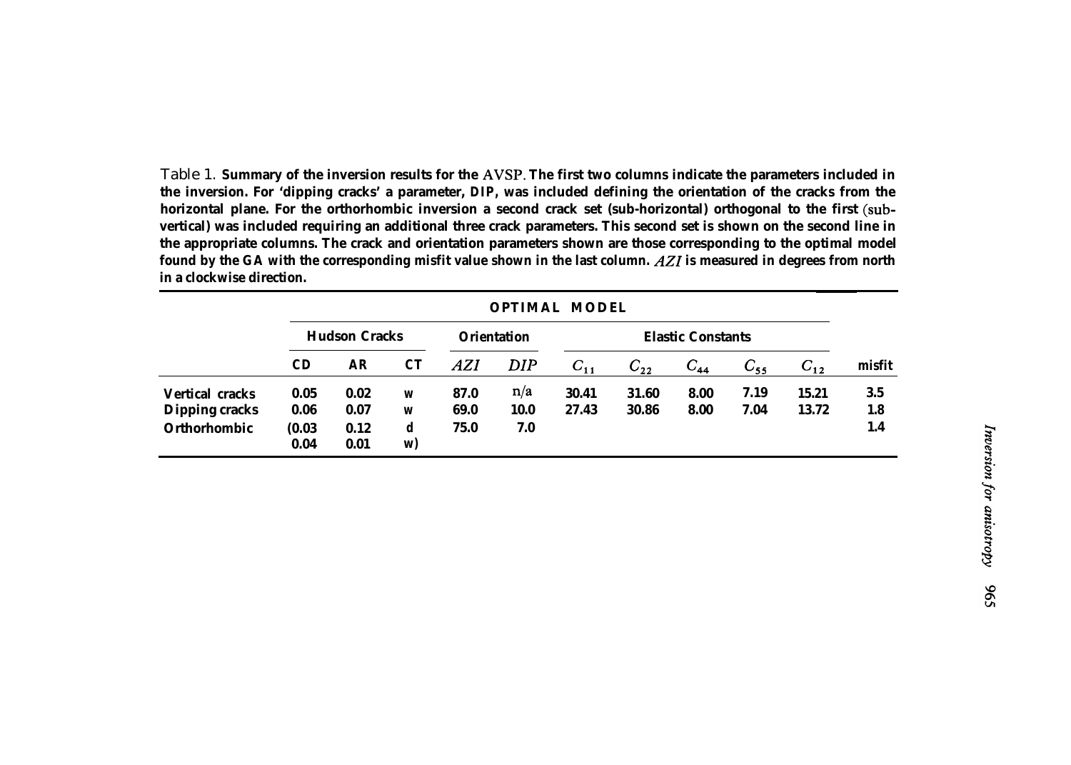Table 1. **Summary of the inversion results for the AVSP. The first two columns indicate the parameters included in the inversion. For 'dipping cracks' a parameter, DIP, was included defining the orientation of the cracks from the horizontal plane. For the orthorhombic inversion a second crack set (sub-horizontal) orthogonal to the first (sub-vertical) was included requiring an additional three crack parameters. This second set is shown on the second line in the appropriate columns. The crack and orientation parameters shown are those corresponding to the optimal model found by the GA with the corresponding misfit value shown in the last column. *AZI* is measured in degrees from north in a clockwise direction.**

| | OPTIMAL MODEL | | | | | | | | | | |
|---|---|---|---|---|---|---|---|---|---|---|---|
| | Hudson Cracks | | | Orientation | | Elastic Constants | | | | | |
| | CD | AR | CT | *AZI* | *DIP* | $C_{11}$ | $C_{22}$ | $C_{44}$ | $C_{55}$ | $C_{12}$ | misfit |
| Vertical cracks | 0.05 | 0.02 | w | 87.0 | n/a | 30.41 | 31.60 | 8.00 | 7.19 | 15.21 | 3.5 |
| Dipping cracks | 0.06 | 0.07 | w | 69.0 | 10.0 | 27.43 | 30.86 | 8.00 | 7.04 | 13.72 | 1.8 |
| Orthorhombic | (0.03 | 0.12 | d | 75.0 | 7.0 | | | | | | 1.4 |
| | 0.04 | 0.01 | w) | | | | | | | | |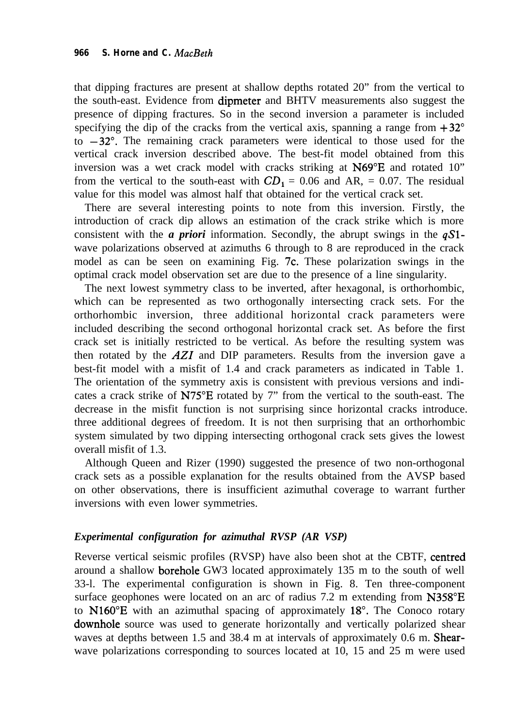that dipping fractures are present at shallow depths rotated 20° from the vertical to the south-east. Evidence from dipmeter and BHTV measurements also suggest the presence of dipping fractures. So in the second inversion a parameter is included specifying the dip of the cracks from the vertical axis, spanning a range from $+32°$ to $-32°$. The remaining crack parameters were identical to those used for the vertical crack inversion described above. The best-fit model obtained from this inversion was a wet crack model with cracks striking at N69°E and rotated 10° from the vertical to the south-east with $CD_1 = 0.06$ and $AR_1 = 0.07$. The residual value for this model was almost half that obtained for the vertical crack set.

There are several interesting points to note from this inversion. Firstly, the introduction of crack dip allows an estimation of the crack strike which is more consistent with the ***a priori*** information. Secondly, the abrupt swings in the $qS1$-wave polarizations observed at azimuths 6 through to 8 are reproduced in the crack model as can be seen on examining Fig. 7c. These polarization swings in the optimal crack model observation set are due to the presence of a line singularity.

The next lowest symmetry class to be inverted, after hexagonal, is orthorhombic, which can be represented as two orthogonally intersecting crack sets. For the orthorhombic inversion, three additional horizontal crack parameters were included describing the second orthogonal horizontal crack set. As before the first crack set is initially restricted to be vertical. As before the resulting system was then rotated by the $AZI$ and DIP parameters. Results from the inversion gave a best-fit model with a misfit of 1.4 and crack parameters as indicated in Table 1. The orientation of the symmetry axis is consistent with previous versions and indicates a crack strike of N75°E rotated by 7° from the vertical to the south-east. The decrease in the misfit function is not surprising since horizontal cracks introduce. three additional degrees of freedom. It is not then surprising that an orthorhombic system simulated by two dipping intersecting orthogonal crack sets gives the lowest overall misfit of 1.3.

Although Queen and Rizer (1990) suggested the presence of two non-orthogonal crack sets as a possible explanation for the results obtained from the AVSP based on other observations, there is insufficient azimuthal coverage to warrant further inversions with even lower symmetries.

### *Experimental configuration for azimuthal RVSP (AR VSP)*

Reverse vertical seismic profiles (RVSP) have also been shot at the CBTF, centred around a shallow borehole GW3 located approximately 135 m to the south of well 33-1. The experimental configuration is shown in Fig. 8. Ten three-component surface geophones were located on an arc of radius 7.2 m extending from N358°E to N160°E with an azimuthal spacing of approximately 18°. The Conoco rotary downhole source was used to generate horizontally and vertically polarized shear waves at depths between 1.5 and 38.4 m at intervals of approximately 0.6 m. Shear-wave polarizations corresponding to sources located at 10, 15 and 25 m were used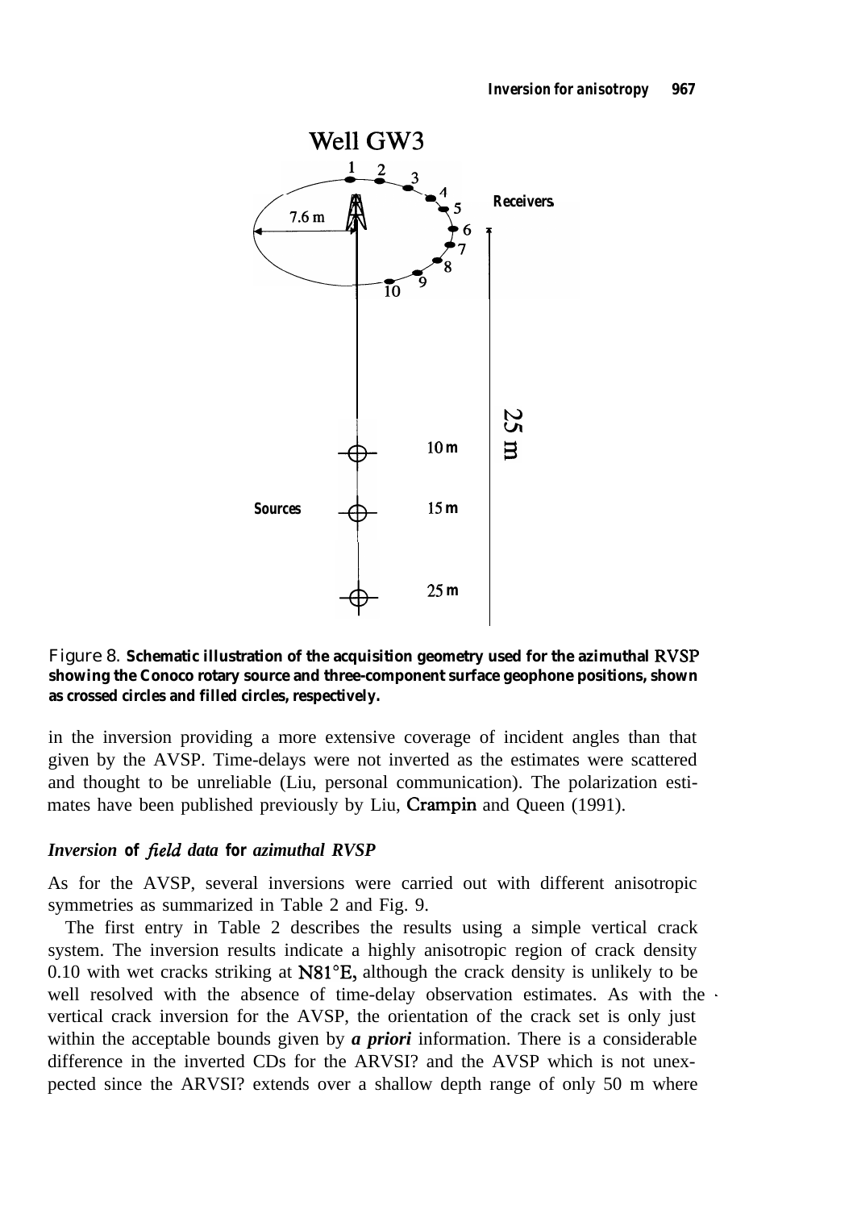Figure 8. **Schematic illustration of the acquisition geometry used for the azimuthal RVSP showing the Conoco rotary source and three-component surface geophone positions, shown as crossed circles and filled circles, respectively.**

in the inversion providing a more extensive coverage of incident angles than that given by the AVSP. Time-delays were not inverted as the estimates were scattered and thought to be unreliable (Liu, personal communication). The polarization estimates have been published previously by Liu, Crampin and Queen (1991).

### *Inversion of field data for azimuthal RVSP*

As for the AVSP, several inversions were carried out with different anisotropic symmetries as summarized in Table 2 and Fig. 9.

The first entry in Table 2 describes the results using a simple vertical crack system. The inversion results indicate a highly anisotropic region of crack density 0.10 with wet cracks striking at N81°E, although the crack density is unlikely to be well resolved with the absence of time-delay observation estimates. As with the vertical crack inversion for the AVSP, the orientation of the crack set is only just within the acceptable bounds given by ***a priori*** information. There is a considerable difference in the inverted CDs for the ARVSI? and the AVSP which is not unexpected since the ARVSI? extends over a shallow depth range of only 50 m where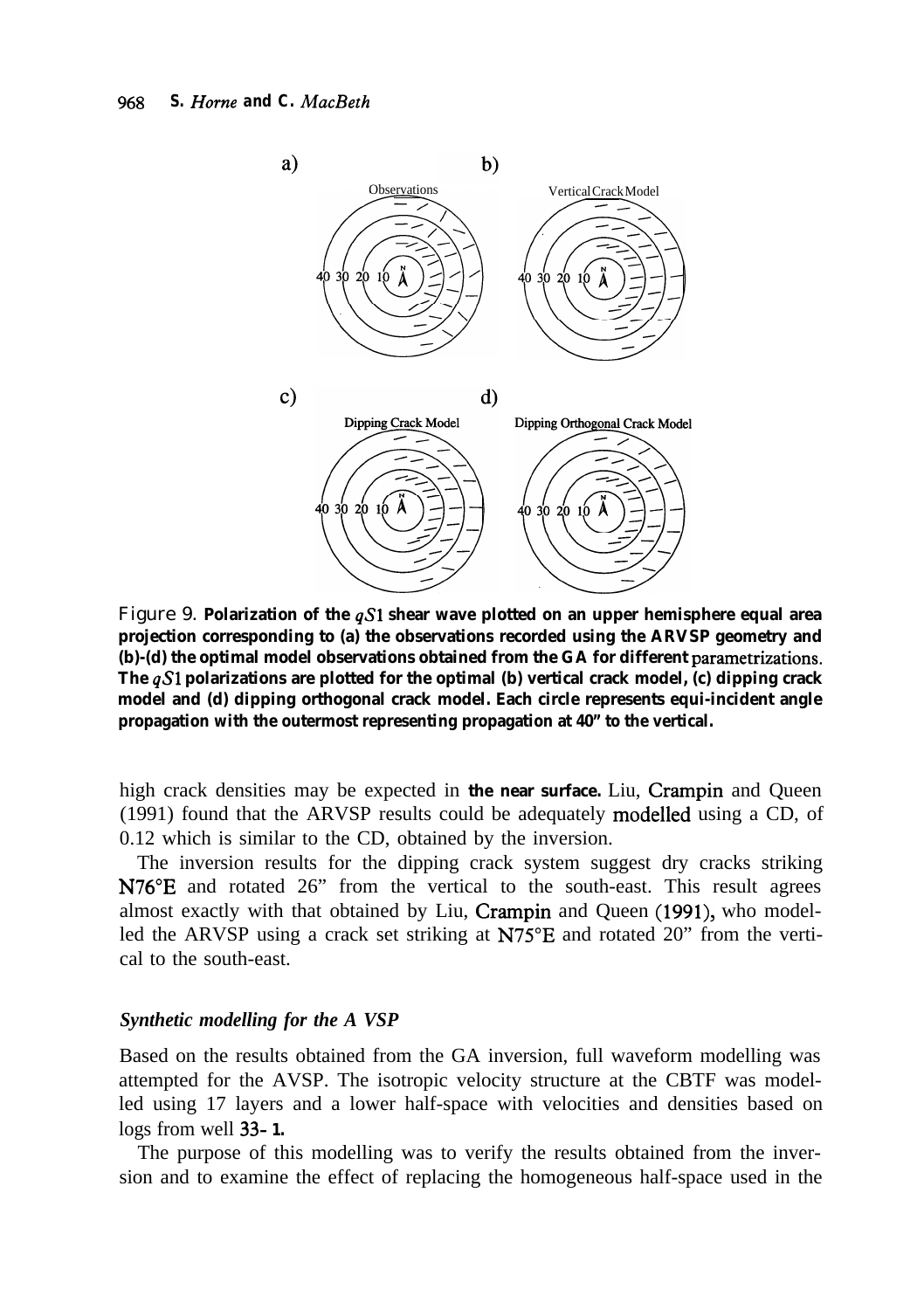Figure 9. **Polarization of the $qS1$ shear wave plotted on an upper hemisphere equal area projection corresponding to (a) the observations recorded using the ARVSP geometry and (b)-(d) the optimal model observations obtained from the GA for different parametrizations. The $qS1$ polarizations are plotted for the optimal (b) vertical crack model, (c) dipping crack model and (d) dipping orthogonal crack model. Each circle represents equi-incident angle propagation with the outermost representing propagation at 40" to the vertical.**

high crack densities may be expected in **the near surface.** Liu, Crampin and Queen (1991) found that the ARVSP results could be adequately modelled using a CD, of 0.12 which is similar to the CD, obtained by the inversion.

The inversion results for the dipping crack system suggest dry cracks striking N76°E and rotated 26" from the vertical to the south-east. This result agrees almost exactly with that obtained by Liu, Crampin and Queen (1991), who modelled the ARVSP using a crack set striking at N75°E and rotated 20" from the vertical to the south-east.

### *Synthetic modelling for the A VSP*

Based on the results obtained from the GA inversion, full waveform modelling was attempted for the AVSP. The isotropic velocity structure at the CBTF was modelled using 17 layers and a lower half-space with velocities and densities based on logs from well 33-1.

The purpose of this modelling was to verify the results obtained from the inversion and to examine the effect of replacing the homogeneous half-space used in the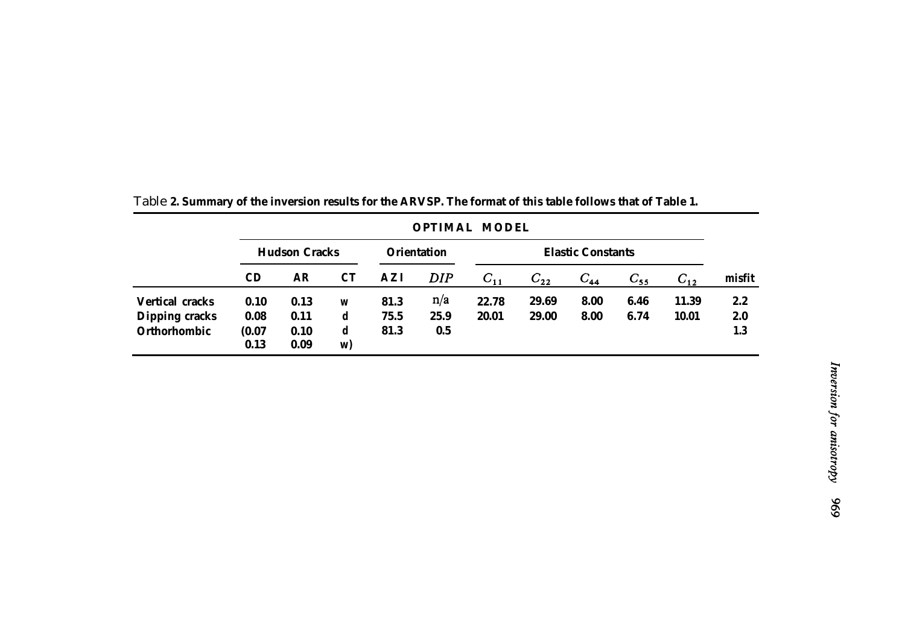Table **2. Summary of the inversion results for the ARVSP. The format of this table follows that of Table 1.**

| | OPTIMAL MODEL | | | | | | | | | | |
|---|---|---|---|---|---|---|---|---|---|---|---|
| | Hudson Cracks | | | Orientation | | Elastic Constants | | | | | |
| | CD | AR | CT | AZI | *DIP* | $C_{11}$ | $C_{22}$ | $C_{44}$ | $C_{55}$ | $C_{12}$ | misfit |
| **Vertical cracks** | 0.10 | 0.13 | w | 81.3 | n/a | 22.78 | 29.69 | 8.00 | 6.46 | 11.39 | 2.2 |
| **Dipping cracks** | 0.08 | 0.11 | d | 75.5 | 25.9 | 20.01 | 29.00 | 8.00 | 6.74 | 10.01 | 2.0 |
| **Orthorhombic** | (0.07 0.13 | 0.10 0.09 | d w) | 81.3 | 0.5 | | | | | | 1.3 |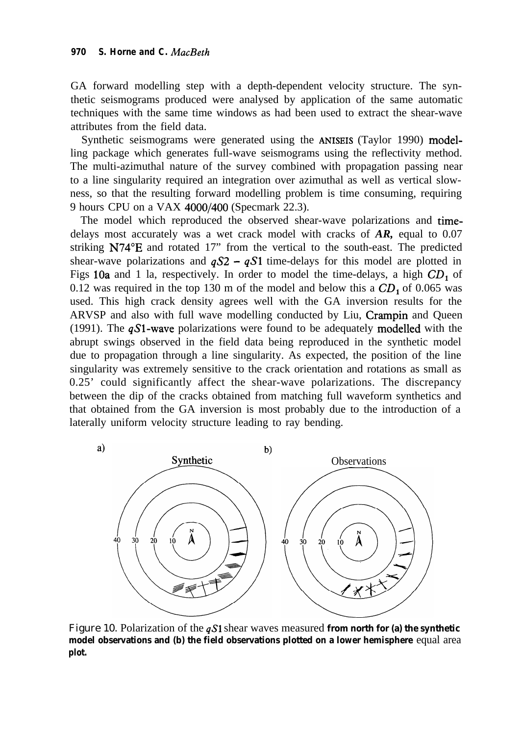GA forward modelling step with a depth-dependent velocity structure. The synthetic seismograms produced were analysed by application of the same automatic techniques with the same time windows as had been used to extract the shear-wave attributes from the field data.

Synthetic seismograms were generated using the ANISEIS (Taylor 1990) modelling package which generates full-wave seismograms using the reflectivity method. The multi-azimuthal nature of the survey combined with propagation passing near to a line singularity required an integration over azimuthal as well as vertical slowness, so that the resulting forward modelling problem is time consuming, requiring 9 hours CPU on a VAX 4000/400 (Specmark 22.3).

The model which reproduced the observed shear-wave polarizations and time-delays most accurately was a wet crack model with cracks of $AR$, equal to 0.07 striking N74°E and rotated 17° from the vertical to the south-east. The predicted shear-wave polarizations and $qS2 - qS1$ time-delays for this model are plotted in Figs 10a and 11a, respectively. In order to model the time-delays, a high $CD_1$ of 0.12 was required in the top 130 m of the model and below this a $CD_1$ of 0.065 was used. This high crack density agrees well with the GA inversion results for the ARVSP and also with full wave modelling conducted by Liu, Crampin and Queen (1991). The $qS1$-wave polarizations were found to be adequately modelled with the abrupt swings observed in the field data being reproduced in the synthetic model due to propagation through a line singularity. As expected, the position of the line singularity was extremely sensitive to the crack orientation and rotations as small as 0.25° could significantly affect the shear-wave polarizations. The discrepancy between the dip of the cracks obtained from matching full waveform synthetics and that obtained from the GA inversion is most probably due to the introduction of a laterally uniform velocity structure leading to ray bending.

**Figure 10.** Polarization of the $qS1$ shear waves measured from north for (a) the synthetic model observations and (b) the field observations plotted on a lower hemisphere equal area plot.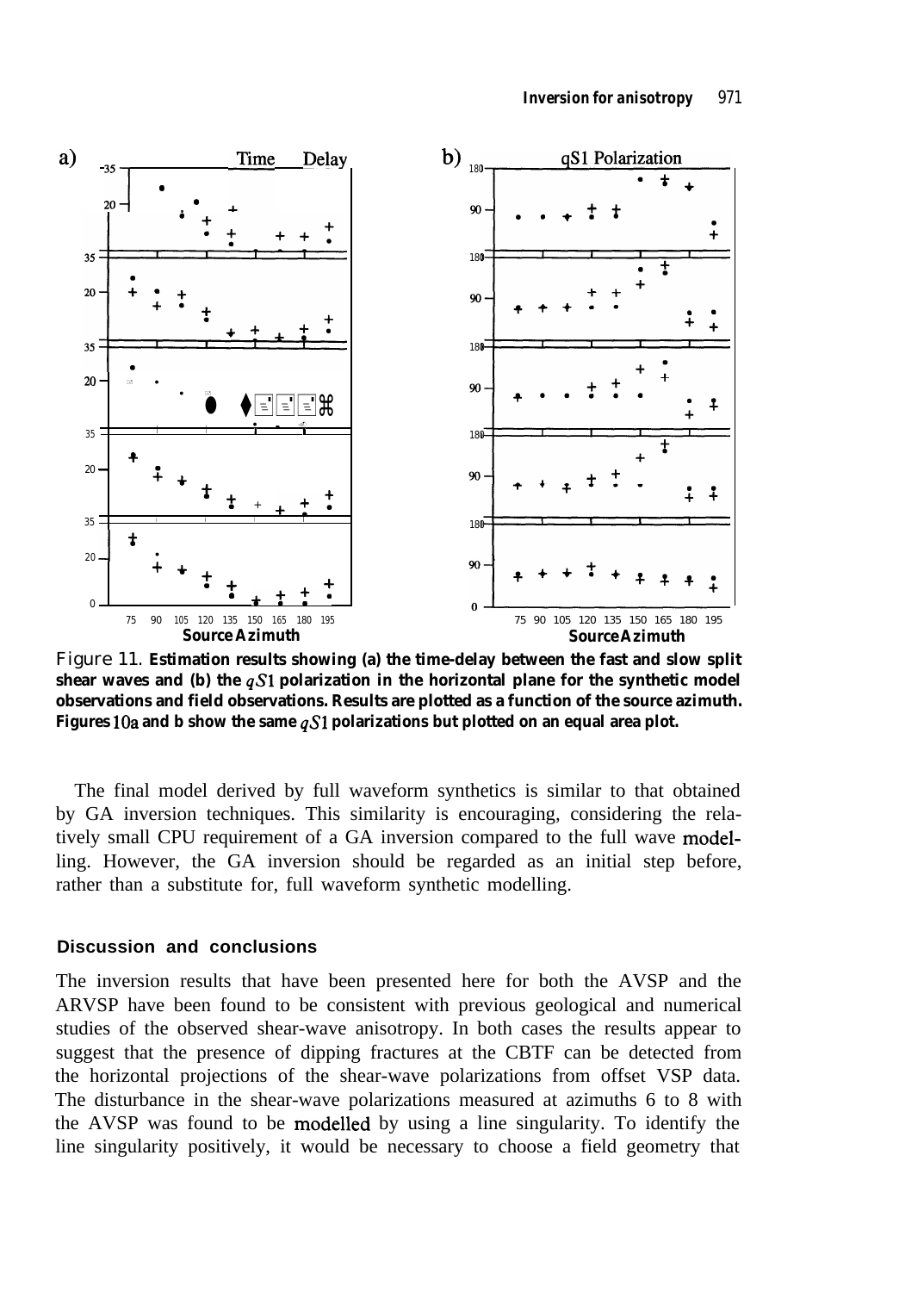Figure 11. **Estimation results showing (a) the time-delay between the fast and slow split shear waves and (b) the $qS1$ polarization in the horizontal plane for the synthetic model observations and field observations. Results are plotted as a function of the source azimuth. Figures 10a and b show the same $qS1$ polarizations but plotted on an equal area plot.**

The final model derived by full waveform synthetics is similar to that obtained by GA inversion techniques. This similarity is encouraging, considering the relatively small CPU requirement of a GA inversion compared to the full wave modelling. However, the GA inversion should be regarded as an initial step before, rather than a substitute for, full waveform synthetic modelling.

## Discussion and conclusions

The inversion results that have been presented here for both the AVSP and the ARVSP have been found to be consistent with previous geological and numerical studies of the observed shear-wave anisotropy. In both cases the results appear to suggest that the presence of dipping fractures at the CBTF can be detected from the horizontal projections of the shear-wave polarizations from offset VSP data. The disturbance in the shear-wave polarizations measured at azimuths 6 to 8 with the AVSP was found to be modelled by using a line singularity. To identify the line singularity positively, it would be necessary to choose a field geometry that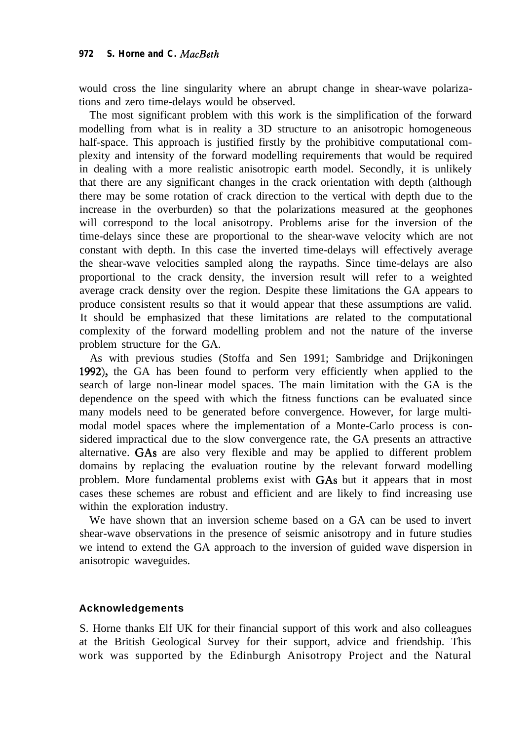would cross the line singularity where an abrupt change in shear-wave polarizations and zero time-delays would be observed.

The most significant problem with this work is the simplification of the forward modelling from what is in reality a 3D structure to an anisotropic homogeneous half-space. This approach is justified firstly by the prohibitive computational complexity and intensity of the forward modelling requirements that would be required in dealing with a more realistic anisotropic earth model. Secondly, it is unlikely that there are any significant changes in the crack orientation with depth (although there may be some rotation of crack direction to the vertical with depth due to the increase in the overburden) so that the polarizations measured at the geophones will correspond to the local anisotropy. Problems arise for the inversion of the time-delays since these are proportional to the shear-wave velocity which are not constant with depth. In this case the inverted time-delays will effectively average the shear-wave velocities sampled along the raypaths. Since time-delays are also proportional to the crack density, the inversion result will refer to a weighted average crack density over the region. Despite these limitations the GA appears to produce consistent results so that it would appear that these assumptions are valid. It should be emphasized that these limitations are related to the computational complexity of the forward modelling problem and not the nature of the inverse problem structure for the GA.

As with previous studies (Stoffa and Sen 1991; Sambridge and Drijkoningen 1992), the GA has been found to perform very efficiently when applied to the search of large non-linear model spaces. The main limitation with the GA is the dependence on the speed with which the fitness functions can be evaluated since many models need to be generated before convergence. However, for large multimodal model spaces where the implementation of a Monte-Carlo process is considered impractical due to the slow convergence rate, the GA presents an attractive alternative. GAs are also very flexible and may be applied to different problem domains by replacing the evaluation routine by the relevant forward modelling problem. More fundamental problems exist with GAs but it appears that in most cases these schemes are robust and efficient and are likely to find increasing use within the exploration industry.

We have shown that an inversion scheme based on a GA can be used to invert shear-wave observations in the presence of seismic anisotropy and in future studies we intend to extend the GA approach to the inversion of guided wave dispersion in anisotropic waveguides.

## Acknowledgements

S. Horne thanks Elf UK for their financial support of this work and also colleagues at the British Geological Survey for their support, advice and friendship. This work was supported by the Edinburgh Anisotropy Project and the Natural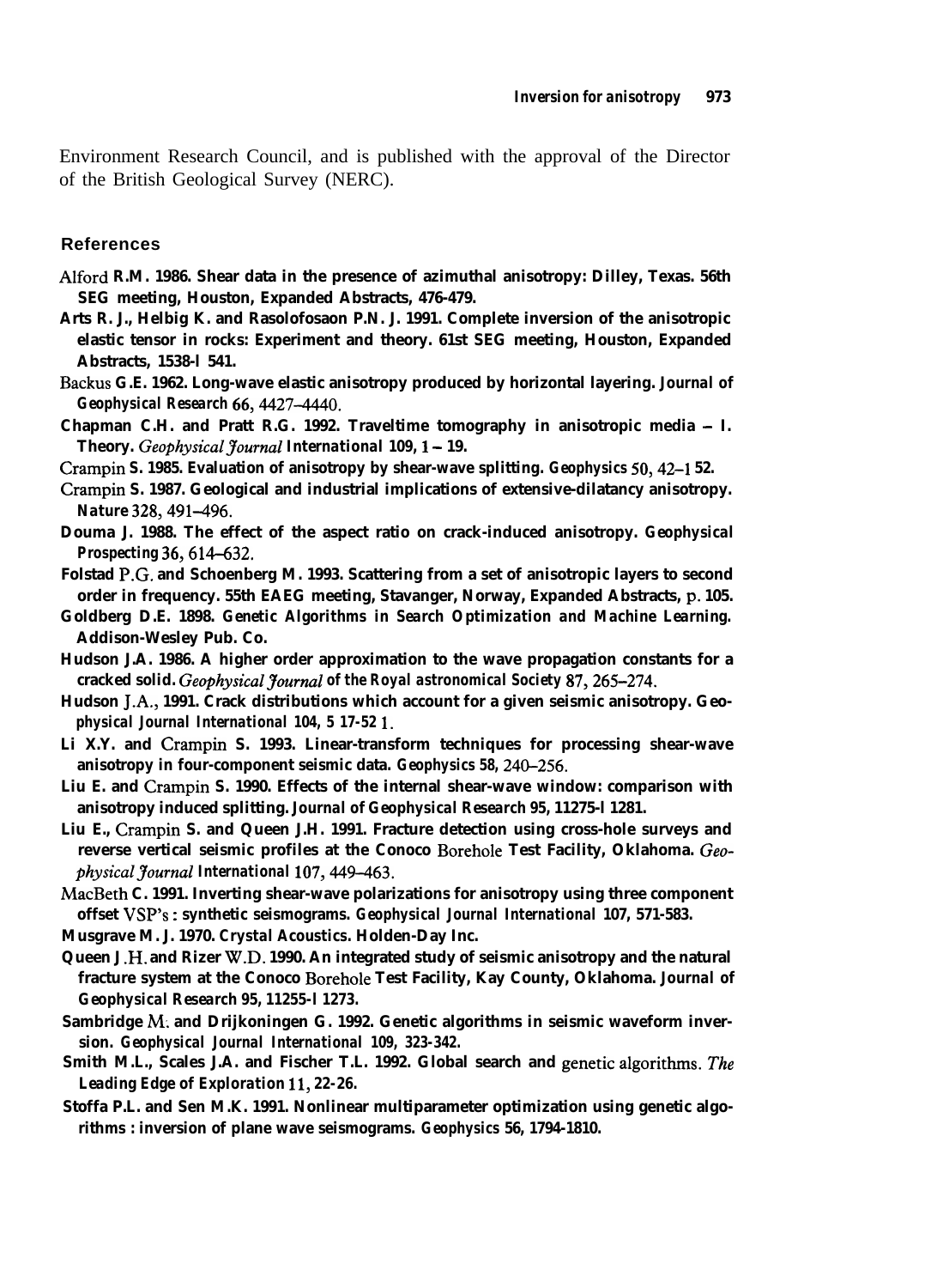Environment Research Council, and is published with the approval of the Director of the British Geological Survey (NERC).

## References

Alford R.M. 1986. Shear data in the presence of azimuthal anisotropy: Dilley, Texas. 56th SEG meeting, Houston, Expanded Abstracts, 476-479.

Arts R. J., Helbig K. and Rasolofosaon P.N. J. 1991. Complete inversion of the anisotropic elastic tensor in rocks: Experiment and theory. 61st SEG meeting, Houston, Expanded Abstracts, 1538-1541.

Backus G.E. 1962. Long-wave elastic anisotropy produced by horizontal layering. *Journal of Geophysical Research* 66, 4427–4440.

Chapman C.H. and Pratt R.G. 1992. Traveltime tomography in anisotropic media – I. Theory. *Geophysical Journal International* 109, 1 – 19.

Crampin S. 1985. Evaluation of anisotropy by shear-wave splitting. *Geophysics* 50, 42–152.

Crampin S. 1987. Geological and industrial implications of extensive-dilatancy anisotropy. *Nature* 328, 491–496.

Douma J. 1988. The effect of the aspect ratio on crack-induced anisotropy. *Geophysical Prospecting* 36, 614–632.

Folstad P.G. and Schoenberg M. 1993. Scattering from a set of anisotropic layers to second order in frequency. 55th EAEG meeting, Stavanger, Norway, Expanded Abstracts, p. 105.

Goldberg D.E. 1898. *Genetic Algorithms in Search Optimization and Machine Learning.* Addison-Wesley Pub. Co.

Hudson J.A. 1986. A higher order approximation to the wave propagation constants for a cracked solid. *Geophysical Journal of the Royal astronomical Society* 87, 265–274.

Hudson J.A., 1991. Crack distributions which account for a given seismic anisotropy. *Geophysical Journal International* 104, 517-521.

Li X.Y. and Crampin S. 1993. Linear-transform techniques for processing shear-wave anisotropy in four-component seismic data. *Geophysics* 58, 240–256.

Liu E. and Crampin S. 1990. Effects of the internal shear-wave window: comparison with anisotropy induced splitting. *Journal of Geophysical Research* 95, 11275-11281.

Liu E., Crampin S. and Queen J.H. 1991. Fracture detection using cross-hole surveys and reverse vertical seismic profiles at the Conoco Borehole Test Facility, Oklahoma. *Geophysical Journal International* 107, 449–463.

MacBeth C. 1991. Inverting shear-wave polarizations for anisotropy using three component offset VSP's : synthetic seismograms. *Geophysical Journal International* 107, 571-583.

Musgrave M. J. 1970. *Crystal Acoustics.* Holden-Day Inc.

Queen J.H. and Rizer W.D. 1990. An integrated study of seismic anisotropy and the natural fracture system at the Conoco Borehole Test Facility, Kay County, Oklahoma. *Journal of Geophysical Research* 95, 11255-11273.

Sambridge M. and Drijkoningen G. 1992. Genetic algorithms in seismic waveform inversion. *Geophysical Journal International* 109, 323-342.

Smith M.L., Scales J.A. and Fischer T.L. 1992. Global search and genetic algorithms. *The Leading Edge of Exploration* 11, 22-26.

Stoffa P.L. and Sen M.K. 1991. Nonlinear multiparameter optimization using genetic algorithms : inversion of plane wave seismograms. *Geophysics* 56, 1794-1810.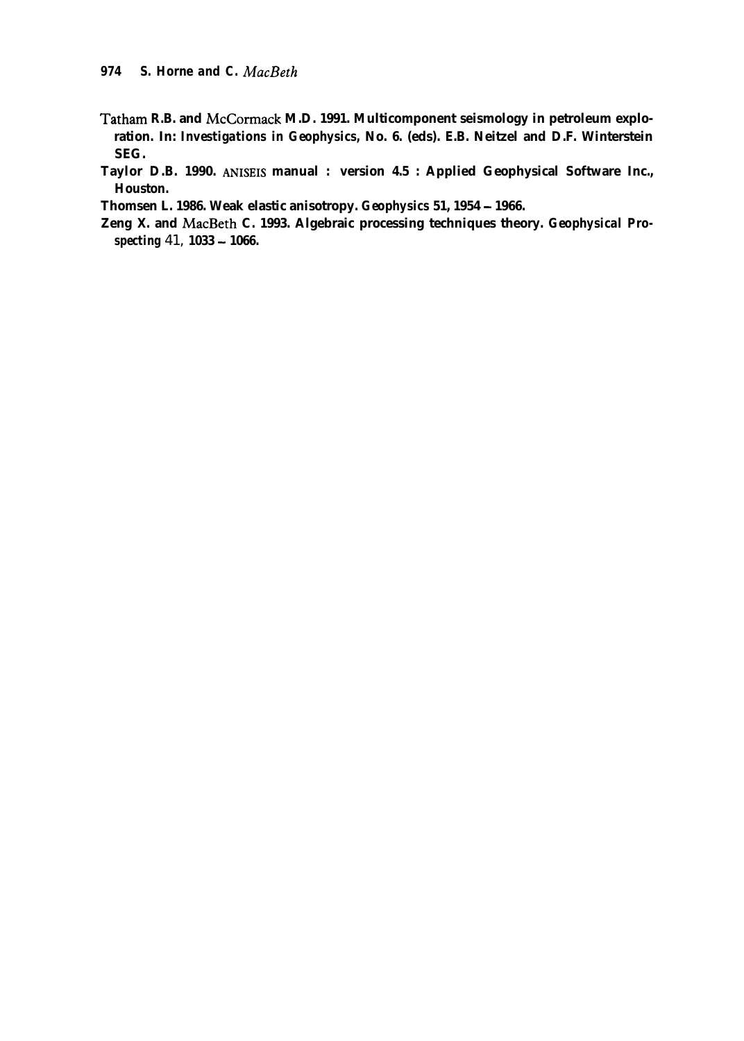Tatham R.B. and McCormack M.D. 1991. Multicomponent seismology in petroleum exploration. In: *Investigations in Geophysics, No. 6.* (eds). E.B. Neitzel and D.F. Winterstein SEG.

Taylor D.B. 1990. ANISEIS manual : version 4.5 : Applied Geophysical Software Inc., Houston.

Thomsen L. 1986. Weak elastic anisotropy. *Geophysics* 51, 1954 – 1966.

Zeng X. and MacBeth C. 1993. Algebraic processing techniques theory. *Geophysical Prospecting* 41, 1033 – 1066.